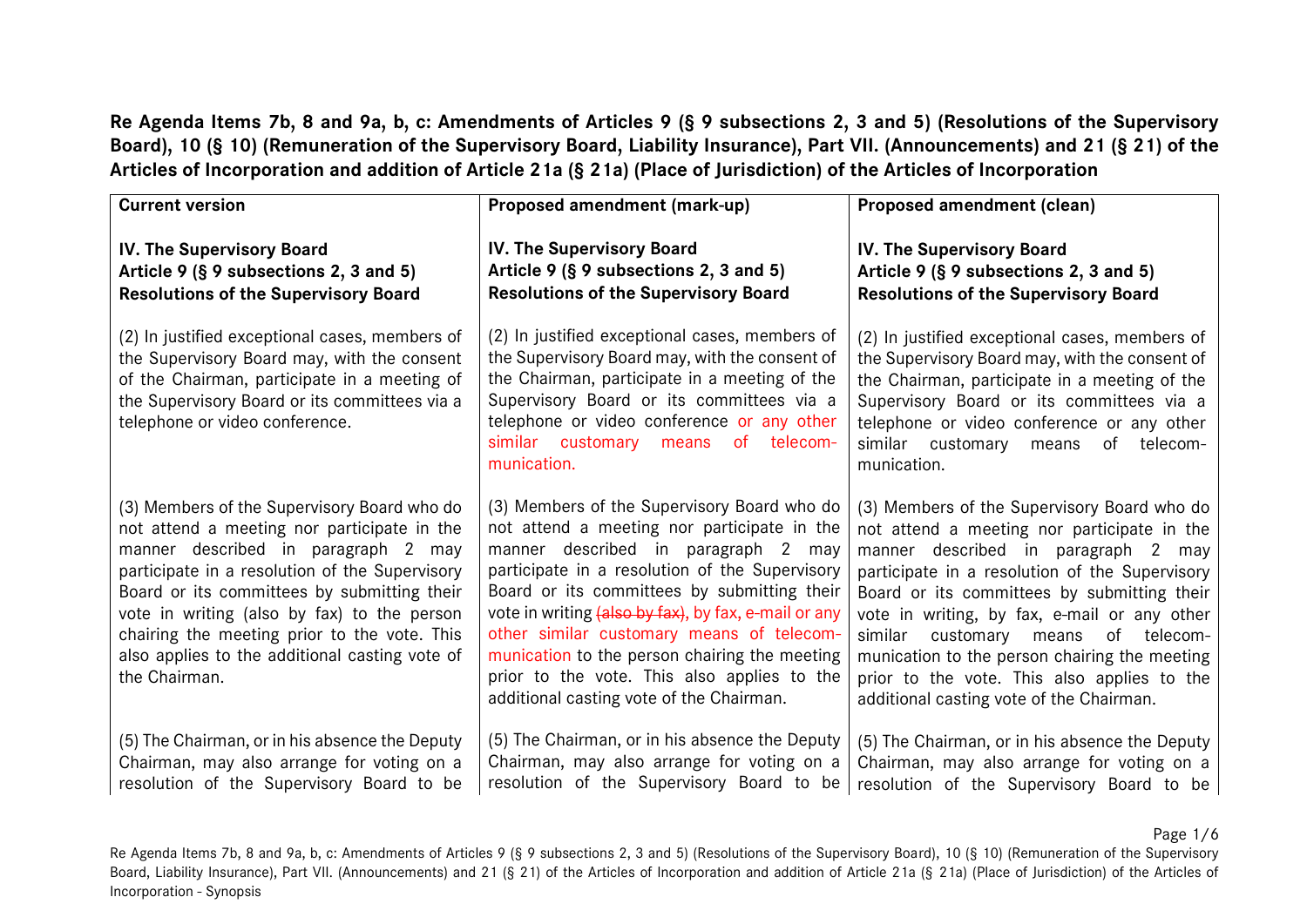**Re Agenda Items 7b, 8 and 9a, b, c: Amendments of Articles 9 (§ 9 subsections 2, 3 and 5) (Resolutions of the Supervisory Board), 10 (§ 10) (Remuneration of the Supervisory Board, Liability Insurance), Part VII. (Announcements) and 21 (§ 21) of the Articles of Incorporation and addition of Article 21a (§ 21a) (Place of Jurisdiction) of the Articles of Incorporation**

| Current version | Proposed amendment (mark-up) | Proposed amendment (clean) |
|---|---|---|
| **IV. The Supervisory Board**<br>**Article 9 (§ 9 subsections 2, 3 and 5)**<br>**Resolutions of the Supervisory Board** | **IV. The Supervisory Board**<br>**Article 9 (§ 9 subsections 2, 3 and 5)**<br>**Resolutions of the Supervisory Board** | **IV. The Supervisory Board**<br>**Article 9 (§ 9 subsections 2, 3 and 5)**<br>**Resolutions of the Supervisory Board** |
| (2) In justified exceptional cases, members of the Supervisory Board may, with the consent of the Chairman, participate in a meeting of the Supervisory Board or its committees via a telephone or video conference. | (2) In justified exceptional cases, members of the Supervisory Board may, with the consent of the Chairman, participate in a meeting of the Supervisory Board or its committees via a telephone or video conference or any other similar customary means of telecommunication. | (2) In justified exceptional cases, members of the Supervisory Board may, with the consent of the Chairman, participate in a meeting of the Supervisory Board or its committees via a telephone or video conference or any other similar customary means of telecommunication. |
| (3) Members of the Supervisory Board who do not attend a meeting nor participate in the manner described in paragraph 2 may participate in a resolution of the Supervisory Board or its committees by submitting their vote in writing (also by fax) to the person chairing the meeting prior to the vote. This also applies to the additional casting vote of the Chairman. | (3) Members of the Supervisory Board who do not attend a meeting nor participate in the manner described in paragraph 2 may participate in a resolution of the Supervisory Board or its committees by submitting their vote in writing ~~(also by fax)~~, by fax, e-mail or any other similar customary means of telecommunication to the person chairing the meeting prior to the vote. This also applies to the additional casting vote of the Chairman. | (3) Members of the Supervisory Board who do not attend a meeting nor participate in the manner described in paragraph 2 may participate in a resolution of the Supervisory Board or its committees by submitting their vote in writing, by fax, e-mail or any other similar customary means of telecommunication to the person chairing the meeting prior to the vote. This also applies to the additional casting vote of the Chairman. |
| (5) The Chairman, or in his absence the Deputy Chairman, may also arrange for voting on a resolution of the Supervisory Board to be | (5) The Chairman, or in his absence the Deputy Chairman, may also arrange for voting on a resolution of the Supervisory Board to be | (5) The Chairman, or in his absence the Deputy Chairman, may also arrange for voting on a resolution of the Supervisory Board to be |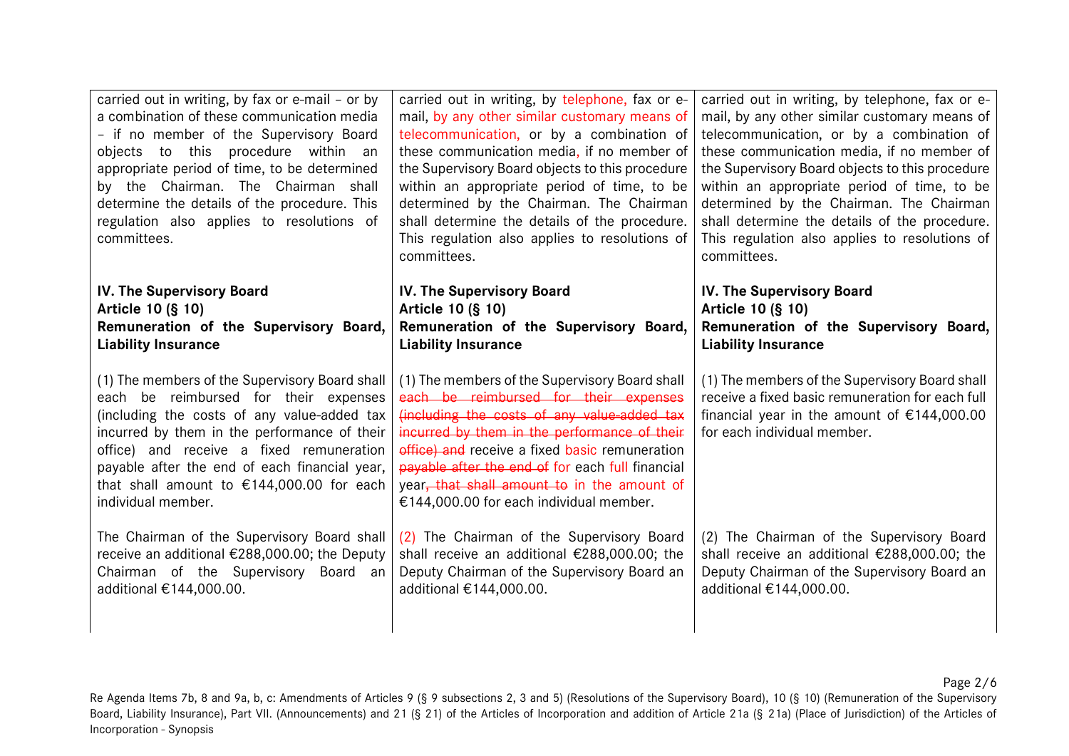| | | |
|---|---|---|
| carried out in writing, by fax or e-mail – or by a combination of these communication media – if no member of the Supervisory Board objects to this procedure within an appropriate period of time, to be determined by the Chairman. The Chairman shall determine the details of the procedure. This regulation also applies to resolutions of committees. | carried out in writing, by telephone, fax or e-mail, by any other similar customary means of telecommunication, or by a combination of these communication media, if no member of the Supervisory Board objects to this procedure within an appropriate period of time, to be determined by the Chairman. The Chairman shall determine the details of the procedure. This regulation also applies to resolutions of committees. | carried out in writing, by telephone, fax or e-mail, by any other similar customary means of telecommunication, or by a combination of these communication media, if no member of the Supervisory Board objects to this procedure within an appropriate period of time, to be determined by the Chairman. The Chairman shall determine the details of the procedure. This regulation also applies to resolutions of committees. |
| **IV. The Supervisory Board**<br>**Article 10 (§ 10)**<br>**Remuneration of the Supervisory Board, Liability Insurance** | **IV. The Supervisory Board**<br>**Article 10 (§ 10)**<br>**Remuneration of the Supervisory Board, Liability Insurance** | **IV. The Supervisory Board**<br>**Article 10 (§ 10)**<br>**Remuneration of the Supervisory Board, Liability Insurance** |
| (1) The members of the Supervisory Board shall each be reimbursed for their expenses (including the costs of any value-added tax incurred by them in the performance of their office) and receive a fixed remuneration payable after the end of each financial year, that shall amount to €144,000.00 for each individual member. | (1) The members of the Supervisory Board shall ~~each be reimbursed for their expenses (including the costs of any value-added tax incurred by them in the performance of their office) and~~ receive a fixed basic remuneration ~~payable after the end of~~ for each full financial year~~, that shall amount to~~ in the amount of €144,000.00 for each individual member. | (1) The members of the Supervisory Board shall receive a fixed basic remuneration for each full financial year in the amount of €144,000.00 for each individual member. |
| The Chairman of the Supervisory Board shall receive an additional €288,000.00; the Deputy Chairman of the Supervisory Board an additional €144,000.00. | (2) The Chairman of the Supervisory Board shall receive an additional €288,000.00; the Deputy Chairman of the Supervisory Board an additional €144,000.00. | (2) The Chairman of the Supervisory Board shall receive an additional €288,000.00; the Deputy Chairman of the Supervisory Board an additional €144,000.00. |

Re Agenda Items 7b, 8 and 9a, b, c: Amendments of Articles 9 (§ 9 subsections 2, 3 and 5) (Resolutions of the Supervisory Board), 10 (§ 10) (Remuneration of the Supervisory Board, Liability Insurance), Part VII. (Announcements) and 21 (§ 21) of the Articles of Incorporation and addition of Article 21a (§ 21a) (Place of Jurisdiction) of the Articles of Incorporation - Synopsis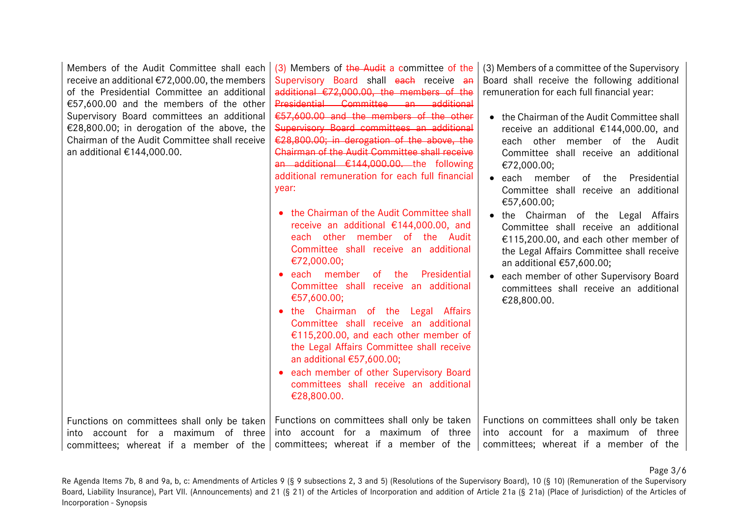| | | |
|---|---|---|
| Members of the Audit Committee shall each receive an additional €72,000.00, the members of the Presidential Committee an additional €57,600.00 and the members of the other Supervisory Board committees an additional €28,800.00; in derogation of the above, the Chairman of the Audit Committee shall receive an additional €144,000.00. | (3) Members of ~~the Audit~~ a committee of the Supervisory Board shall ~~each~~ receive ~~an additional €72,000.00, the members of the Presidential Committee an additional €57,600.00 and the members of the other Supervisory Board committees an additional €28,800.00; in derogation of the above, the Chairman of the Audit Committee shall receive an additional €144,000.00.~~ the following additional remuneration for each full financial year:<br><br>• the Chairman of the Audit Committee shall receive an additional €144,000.00, and each other member of the Audit Committee shall receive an additional €72,000.00;<br>• each member of the Presidential Committee shall receive an additional €57,600.00;<br>• the Chairman of the Legal Affairs Committee shall receive an additional €115,200.00, and each other member of the Legal Affairs Committee shall receive an additional €57,600.00;<br>• each member of other Supervisory Board committees shall receive an additional €28,800.00. | (3) Members of a committee of the Supervisory Board shall receive the following additional remuneration for each full financial year:<br><br>• the Chairman of the Audit Committee shall receive an additional €144,000.00, and each other member of the Audit Committee shall receive an additional €72,000.00;<br>• each member of the Presidential Committee shall receive an additional €57,600.00;<br>• the Chairman of the Legal Affairs Committee shall receive an additional €115,200.00, and each other member of the Legal Affairs Committee shall receive an additional €57,600.00;<br>• each member of other Supervisory Board committees shall receive an additional €28,800.00. |
| Functions on committees shall only be taken into account for a maximum of three committees; whereat if a member of the | Functions on committees shall only be taken into account for a maximum of three committees; whereat if a member of the | Functions on committees shall only be taken into account for a maximum of three committees; whereat if a member of the |

Re Agenda Items 7b, 8 and 9a, b, c: Amendments of Articles 9 (§ 9 subsections 2, 3 and 5) (Resolutions of the Supervisory Board), 10 (§ 10) (Remuneration of the Supervisory Board, Liability Insurance), Part VII. (Announcements) and 21 (§ 21) of the Articles of Incorporation and addition of Article 21a (§ 21a) (Place of Jurisdiction) of the Articles of Incorporation - Synopsis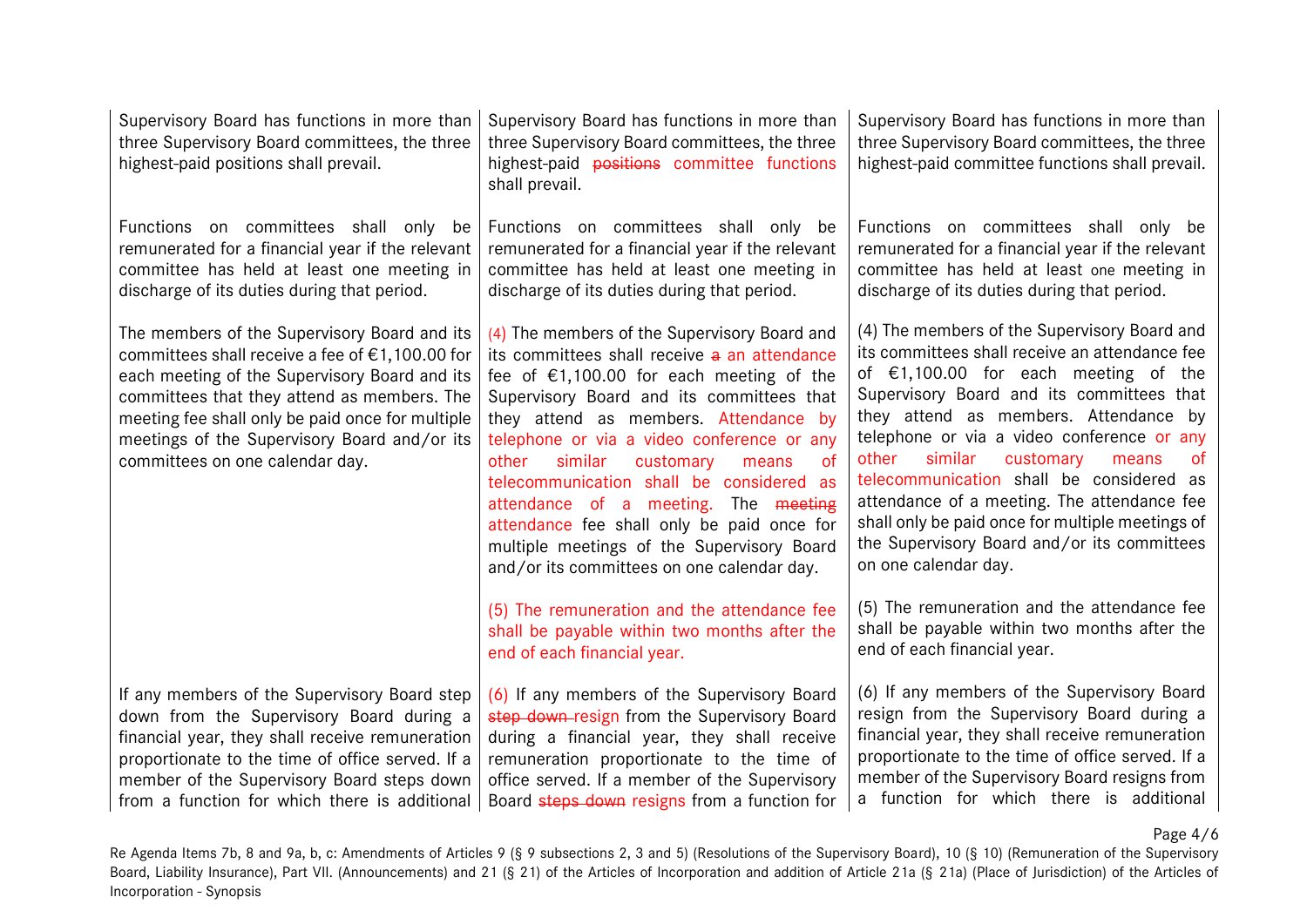| | | |
|---|---|---|
| Supervisory Board has functions in more than three Supervisory Board committees, the three highest-paid positions shall prevail. | Supervisory Board has functions in more than three Supervisory Board committees, the three highest-paid ~~positions~~ committee functions shall prevail. | Supervisory Board has functions in more than three Supervisory Board committees, the three highest-paid committee functions shall prevail. |
| Functions on committees shall only be remunerated for a financial year if the relevant committee has held at least one meeting in discharge of its duties during that period. | Functions on committees shall only be remunerated for a financial year if the relevant committee has held at least one meeting in discharge of its duties during that period. | Functions on committees shall only be remunerated for a financial year if the relevant committee has held at least one meeting in discharge of its duties during that period. |
| The members of the Supervisory Board and its committees shall receive a fee of €1,100.00 for each meeting of the Supervisory Board and its committees that they attend as members. The meeting fee shall only be paid once for multiple meetings of the Supervisory Board and/or its committees on one calendar day. | (4) The members of the Supervisory Board and its committees shall receive ~~a~~ an attendance fee of €1,100.00 for each meeting of the Supervisory Board and its committees that they attend as members. Attendance by telephone or via a video conference or any other similar customary means of telecommunication shall be considered as attendance of a meeting. The ~~meeting~~ attendance fee shall only be paid once for multiple meetings of the Supervisory Board and/or its committees on one calendar day. | (4) The members of the Supervisory Board and its committees shall receive an attendance fee of €1,100.00 for each meeting of the Supervisory Board and its committees that they attend as members. Attendance by telephone or via a video conference or any other similar customary means of telecommunication shall be considered as attendance of a meeting. The attendance fee shall only be paid once for multiple meetings of the Supervisory Board and/or its committees on one calendar day. |
| | (5) The remuneration and the attendance fee shall be payable within two months after the end of each financial year. | (5) The remuneration and the attendance fee shall be payable within two months after the end of each financial year. |
| If any members of the Supervisory Board step down from the Supervisory Board during a financial year, they shall receive remuneration proportionate to the time of office served. If a member of the Supervisory Board steps down from a function for which there is additional | (6) If any members of the Supervisory Board ~~step down~~ resign from the Supervisory Board during a financial year, they shall receive remuneration proportionate to the time of office served. If a member of the Supervisory Board ~~steps down~~ resigns from a function for | (6) If any members of the Supervisory Board resign from the Supervisory Board during a financial year, they shall receive remuneration proportionate to the time of office served. If a member of the Supervisory Board resigns from a function for which there is additional |

Re Agenda Items 7b, 8 and 9a, b, c: Amendments of Articles 9 (§ 9 subsections 2, 3 and 5) (Resolutions of the Supervisory Board), 10 (§ 10) (Remuneration of the Supervisory Board, Liability Insurance), Part VII. (Announcements) and 21 (§ 21) of the Articles of Incorporation and addition of Article 21a (§ 21a) (Place of Jurisdiction) of the Articles of Incorporation - Synopsis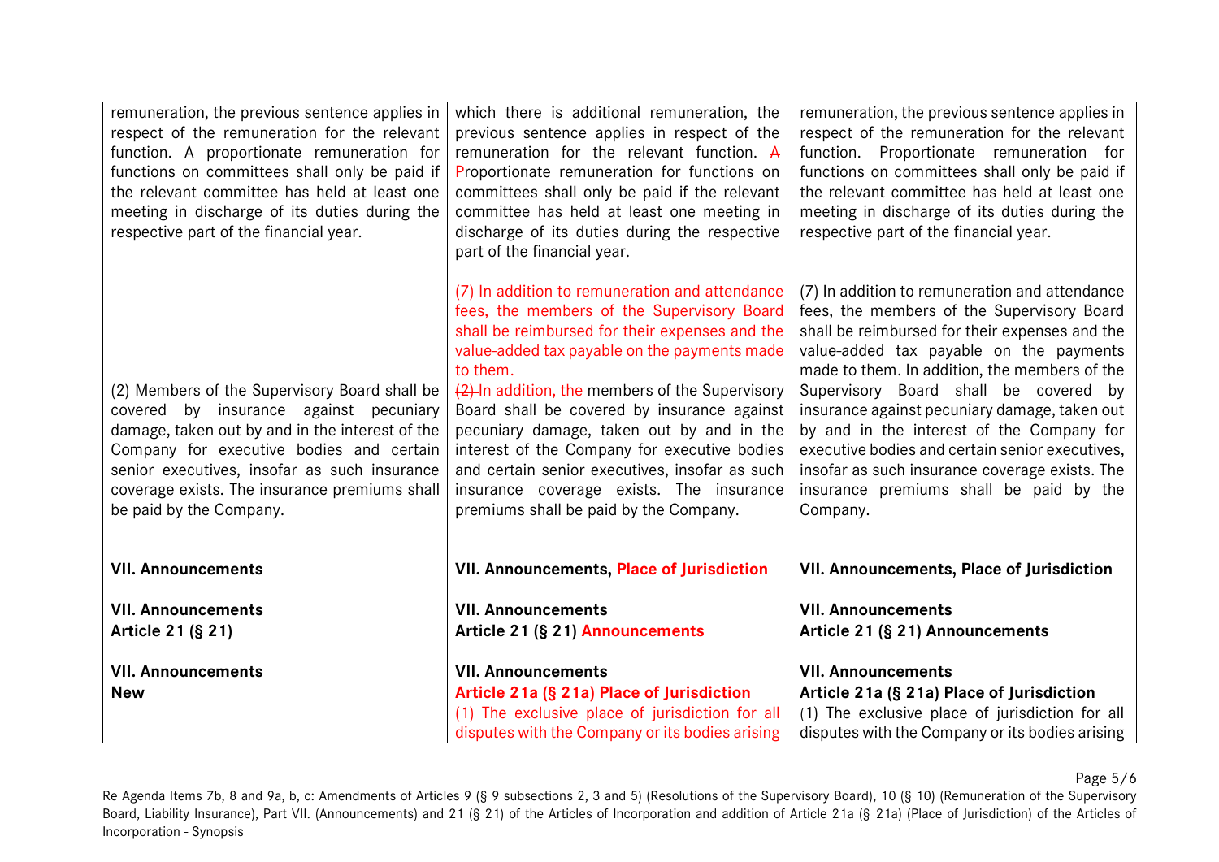| | | |
|---|---|---|
| remuneration, the previous sentence applies in respect of the remuneration for the relevant function. A proportionate remuneration for functions on committees shall only be paid if the relevant committee has held at least one meeting in discharge of its duties during the respective part of the financial year. | which there is additional remuneration, the previous sentence applies in respect of the remuneration for the relevant function. ~~A~~ Proportionate remuneration for functions on committees shall only be paid if the relevant committee has held at least one meeting in discharge of its duties during the respective part of the financial year. | remuneration, the previous sentence applies in respect of the remuneration for the relevant function. Proportionate remuneration for functions on committees shall only be paid if the relevant committee has held at least one meeting in discharge of its duties during the respective part of the financial year. |
| (2) Members of the Supervisory Board shall be covered by insurance against pecuniary damage, taken out by and in the interest of the Company for executive bodies and certain senior executives, insofar as such insurance coverage exists. The insurance premiums shall be paid by the Company. | (7) In addition to remuneration and attendance fees, the members of the Supervisory Board shall be reimbursed for their expenses and the value-added tax payable on the payments made to them. ~~(2)~~ In addition, the members of the Supervisory Board shall be covered by insurance against pecuniary damage, taken out by and in the interest of the Company for executive bodies and certain senior executives, insofar as such insurance coverage exists. The insurance premiums shall be paid by the Company. | (7) In addition to remuneration and attendance fees, the members of the Supervisory Board shall be reimbursed for their expenses and the value-added tax payable on the payments made to them. In addition, the members of the Supervisory Board shall be covered by insurance against pecuniary damage, taken out by and in the interest of the Company for executive bodies and certain senior executives, insofar as such insurance coverage exists. The insurance premiums shall be paid by the Company. |
| **VII. Announcements** | **VII. Announcements, Place of Jurisdiction** | **VII. Announcements, Place of Jurisdiction** |
| **VII. Announcements**<br>**Article 21 (§ 21)** | **VII. Announcements**<br>**Article 21 (§ 21) Announcements** | **VII. Announcements**<br>**Article 21 (§ 21) Announcements** |
| **VII. Announcements**<br>**New** | **VII. Announcements**<br>**Article 21a (§ 21a) Place of Jurisdiction**<br>(1) The exclusive place of jurisdiction for all disputes with the Company or its bodies arising | **VII. Announcements**<br>**Article 21a (§ 21a) Place of Jurisdiction**<br>(1) The exclusive place of jurisdiction for all disputes with the Company or its bodies arising |

Re Agenda Items 7b, 8 and 9a, b, c: Amendments of Articles 9 (§ 9 subsections 2, 3 and 5) (Resolutions of the Supervisory Board), 10 (§ 10) (Remuneration of the Supervisory Board, Liability Insurance), Part VII. (Announcements) and 21 (§ 21) of the Articles of Incorporation and addition of Article 21a (§ 21a) (Place of Jurisdiction) of the Articles of Incorporation - Synopsis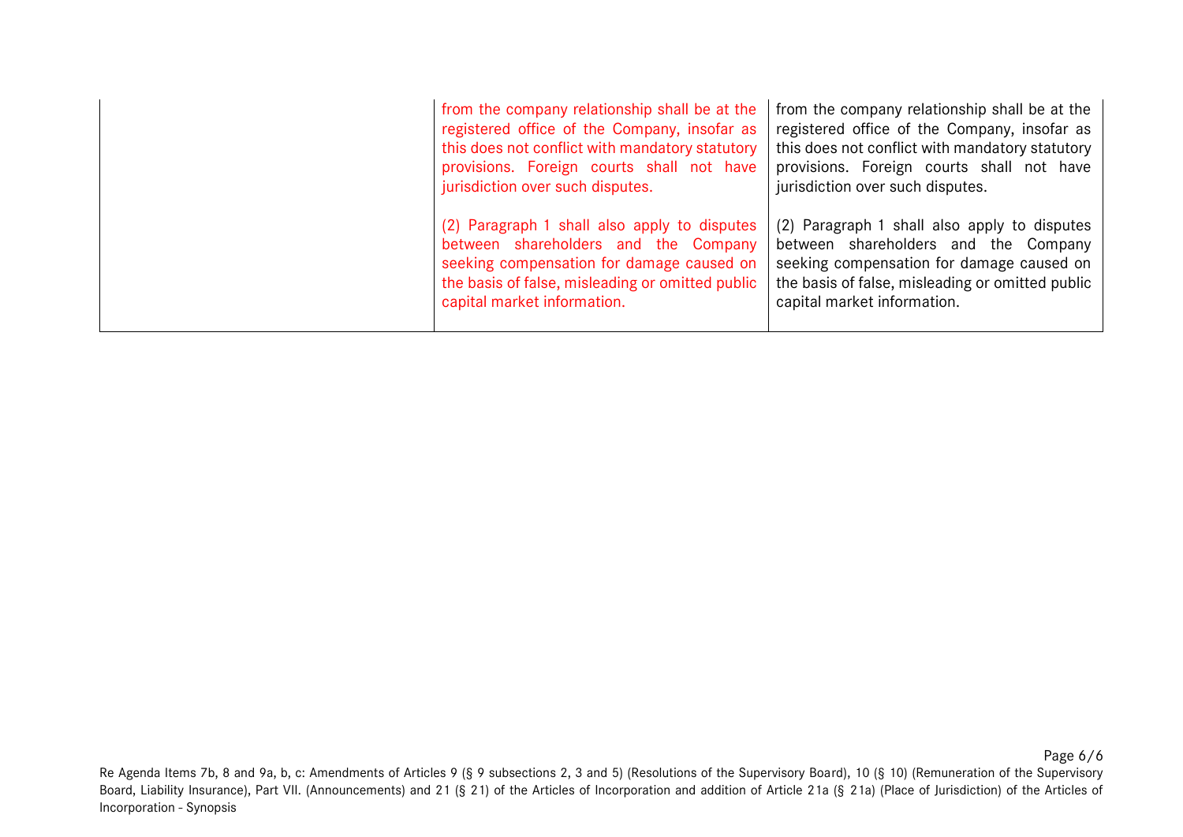| | | |
|---|---|---|
| | from the company relationship shall be at the registered office of the Company, insofar as this does not conflict with mandatory statutory provisions. Foreign courts shall not have jurisdiction over such disputes.<br><br>(2) Paragraph 1 shall also apply to disputes between shareholders and the Company seeking compensation for damage caused on the basis of false, misleading or omitted public capital market information. | from the company relationship shall be at the registered office of the Company, insofar as this does not conflict with mandatory statutory provisions. Foreign courts shall not have jurisdiction over such disputes.<br><br>(2) Paragraph 1 shall also apply to disputes between shareholders and the Company seeking compensation for damage caused on the basis of false, misleading or omitted public capital market information. |